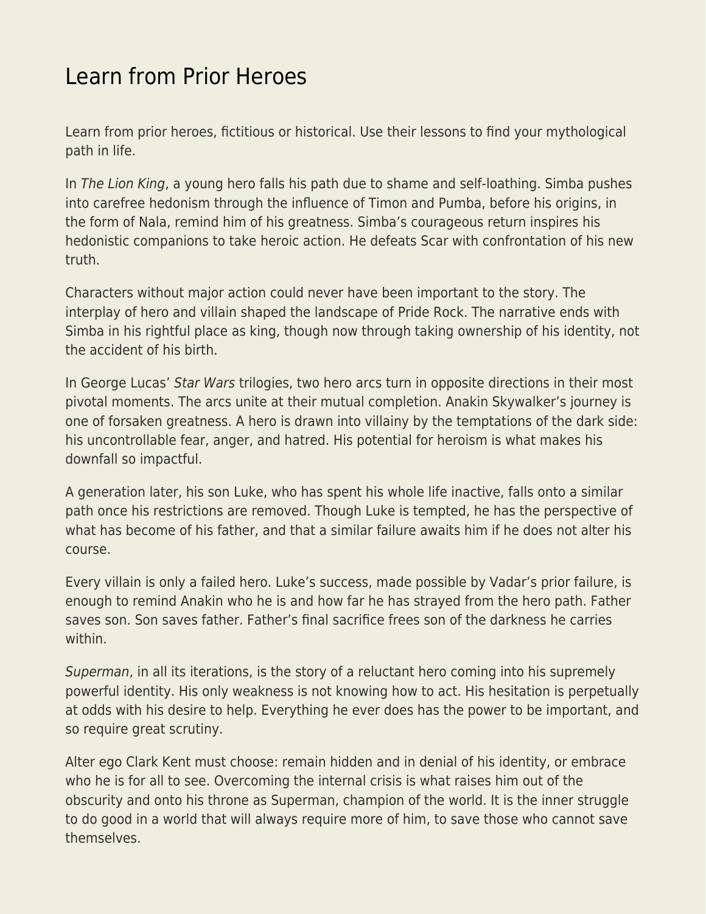# Learn from Prior Heroes

Learn from prior heroes, fictitious or historical. Use their lessons to find your mythological path in life.

In *The Lion King*, a young hero falls his path due to shame and self-loathing. Simba pushes into carefree hedonism through the influence of Timon and Pumba, before his origins, in the form of Nala, remind him of his greatness. Simba's courageous return inspires his hedonistic companions to take heroic action. He defeats Scar with confrontation of his new truth.

Characters without major action could never have been important to the story. The interplay of hero and villain shaped the landscape of Pride Rock. The narrative ends with Simba in his rightful place as king, though now through taking ownership of his identity, not the accident of his birth.

In George Lucas' *Star Wars* trilogies, two hero arcs turn in opposite directions in their most pivotal moments. The arcs unite at their mutual completion. Anakin Skywalker's journey is one of forsaken greatness. A hero is drawn into villainy by the temptations of the dark side: his uncontrollable fear, anger, and hatred. His potential for heroism is what makes his downfall so impactful.

A generation later, his son Luke, who has spent his whole life inactive, falls onto a similar path once his restrictions are removed. Though Luke is tempted, he has the perspective of what has become of his father, and that a similar failure awaits him if he does not alter his course.

Every villain is only a failed hero. Luke's success, made possible by Vadar's prior failure, is enough to remind Anakin who he is and how far he has strayed from the hero path. Father saves son. Son saves father. Father's final sacrifice frees son of the darkness he carries within.

*Superman*, in all its iterations, is the story of a reluctant hero coming into his supremely powerful identity. His only weakness is not knowing how to act. His hesitation is perpetually at odds with his desire to help. Everything he ever does has the power to be important, and so require great scrutiny.

Alter ego Clark Kent must choose: remain hidden and in denial of his identity, or embrace who he is for all to see. Overcoming the internal crisis is what raises him out of the obscurity and onto his throne as Superman, champion of the world. It is the inner struggle to do good in a world that will always require more of him, to save those who cannot save themselves.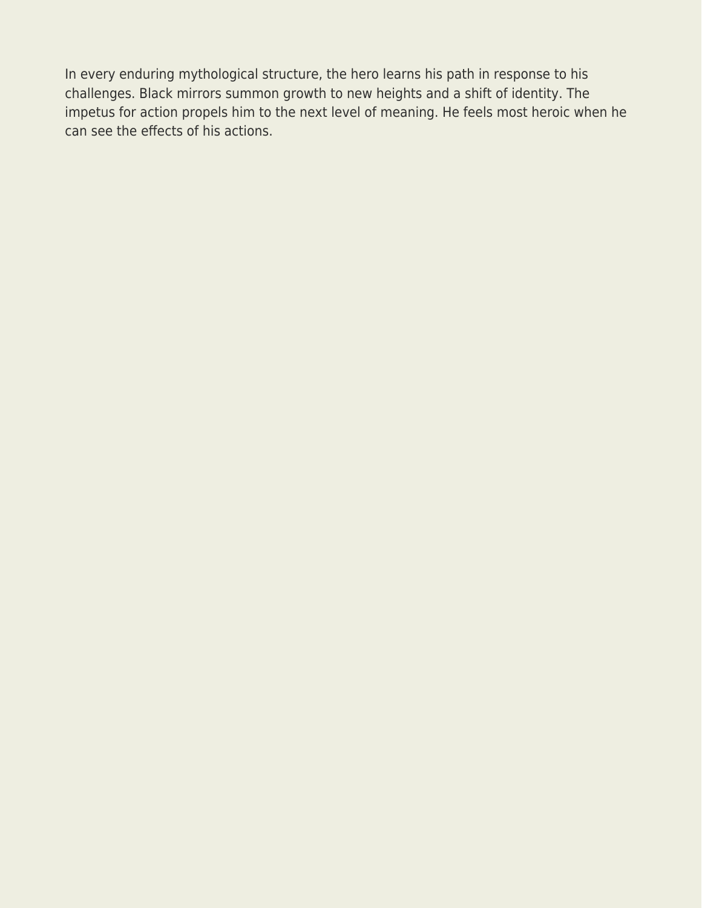In every enduring mythological structure, the hero learns his path in response to his challenges. Black mirrors summon growth to new heights and a shift of identity. The impetus for action propels him to the next level of meaning. He feels most heroic when he can see the effects of his actions.